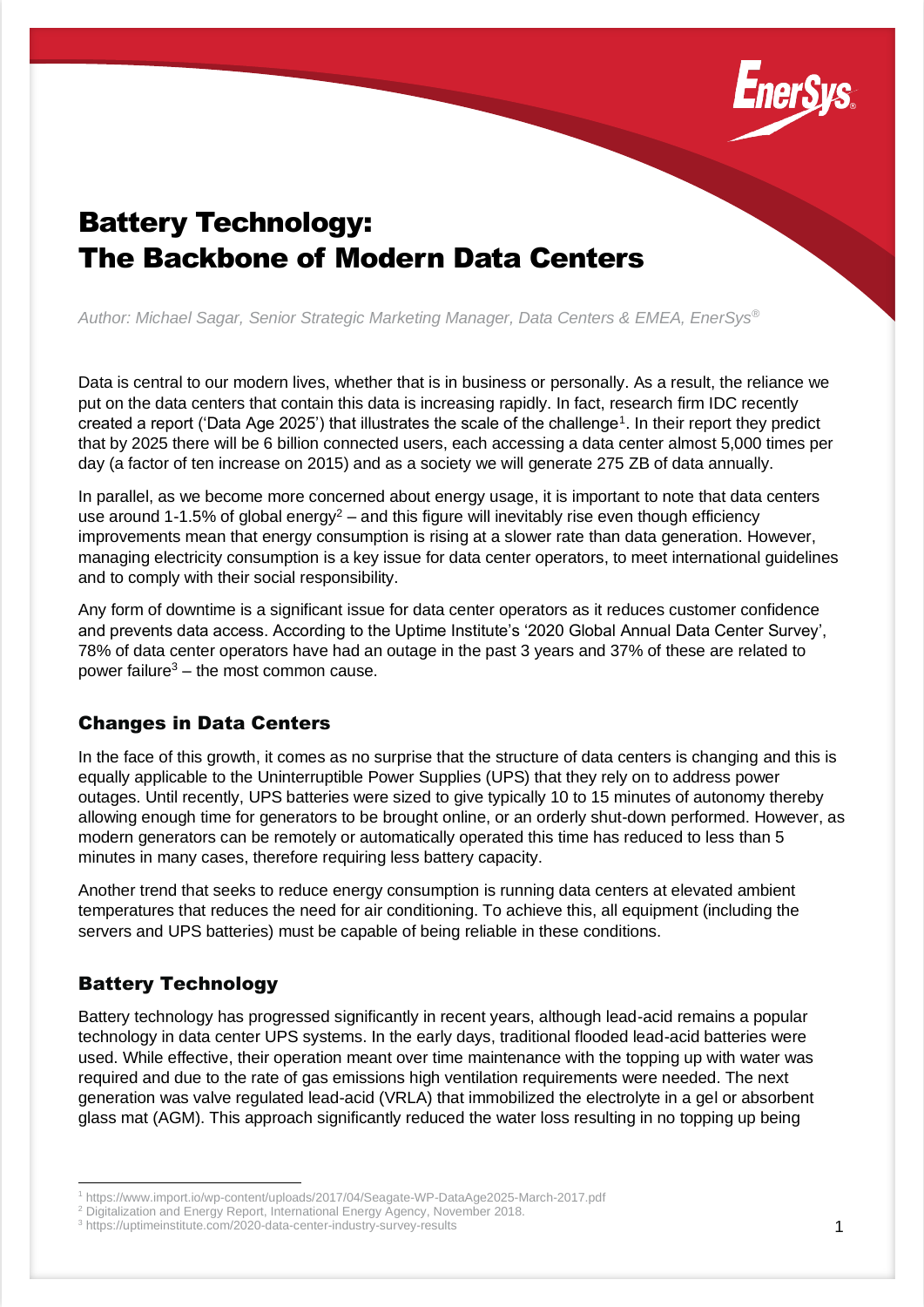# Battery Technology: The Backbone of Modern Data Centers

*Author: Michael Sagar, Senior Strategic Marketing Manager, Data Centers & EMEA, EnerSys®*

Data is central to our modern lives, whether that is in business or personally. As a result, the reliance we put on the data centers that contain this data is increasing rapidly. In fact, research firm IDC recently created a report ('Data Age 2025') that illustrates the scale of the challenge[1]. In their report they predict that by 2025 there will be 6 billion connected users, each accessing a data center almost 5,000 times per day (a factor of ten increase on 2015) and as a society we will generate 275 ZB of data annually.

In parallel, as we become more concerned about energy usage, it is important to note that data centers use around 1-1.5% of global energy[2] – and this figure will inevitably rise even though efficiency improvements mean that energy consumption is rising at a slower rate than data generation. However, managing electricity consumption is a key issue for data center operators, to meet international guidelines and to comply with their social responsibility.

Any form of downtime is a significant issue for data center operators as it reduces customer confidence and prevents data access. According to the Uptime Institute's '2020 Global Annual Data Center Survey', 78% of data center operators have had an outage in the past 3 years and 37% of these are related to power failure[3] – the most common cause.

## Changes in Data Centers

In the face of this growth, it comes as no surprise that the structure of data centers is changing and this is equally applicable to the Uninterruptible Power Supplies (UPS) that they rely on to address power outages. Until recently, UPS batteries were sized to give typically 10 to 15 minutes of autonomy thereby allowing enough time for generators to be brought online, or an orderly shut-down performed. However, as modern generators can be remotely or automatically operated this time has reduced to less than 5 minutes in many cases, therefore requiring less battery capacity.

Another trend that seeks to reduce energy consumption is running data centers at elevated ambient temperatures that reduces the need for air conditioning. To achieve this, all equipment (including the servers and UPS batteries) must be capable of being reliable in these conditions.

## Battery Technology

Battery technology has progressed significantly in recent years, although lead-acid remains a popular technology in data center UPS systems. In the early days, traditional flooded lead-acid batteries were used. While effective, their operation meant over time maintenance with the topping up with water was required and due to the rate of gas emissions high ventilation requirements were needed. The next generation was valve regulated lead-acid (VRLA) that immobilized the electrolyte in a gel or absorbent glass mat (AGM). This approach significantly reduced the water loss resulting in no topping up being

---

[1] https://www.import.io/wp-content/uploads/2017/04/Seagate-WP-DataAge2025-March-2017.pdf

[2] Digitalization and Energy Report, International Energy Agency, November 2018.

[3] https://uptimeinstitute.com/2020-data-center-industry-survey-results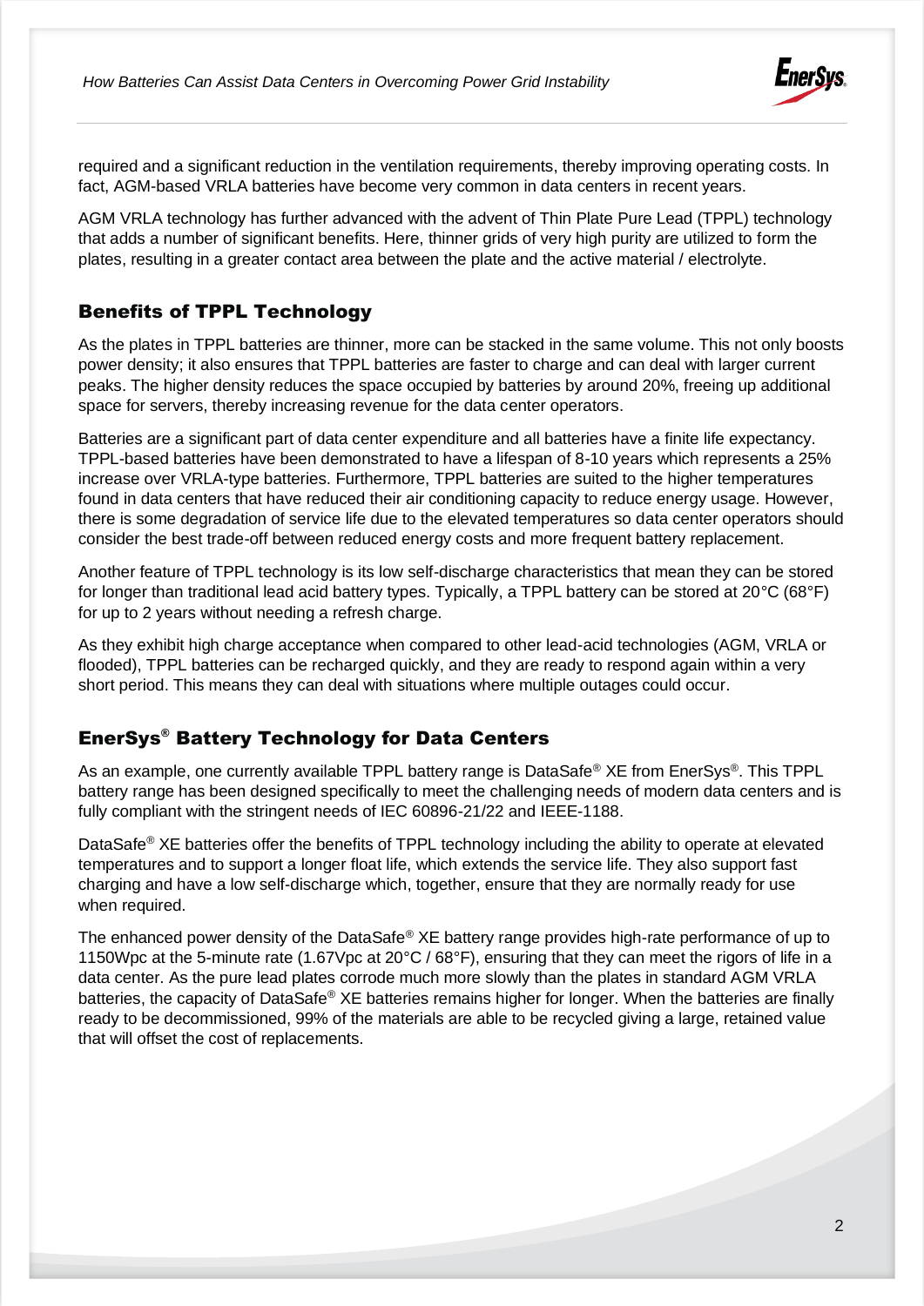required and a significant reduction in the ventilation requirements, thereby improving operating costs. In fact, AGM-based VRLA batteries have become very common in data centers in recent years.

AGM VRLA technology has further advanced with the advent of Thin Plate Pure Lead (TPPL) technology that adds a number of significant benefits. Here, thinner grids of very high purity are utilized to form the plates, resulting in a greater contact area between the plate and the active material / electrolyte.

## Benefits of TPPL Technology

As the plates in TPPL batteries are thinner, more can be stacked in the same volume. This not only boosts power density; it also ensures that TPPL batteries are faster to charge and can deal with larger current peaks. The higher density reduces the space occupied by batteries by around 20%, freeing up additional space for servers, thereby increasing revenue for the data center operators.

Batteries are a significant part of data center expenditure and all batteries have a finite life expectancy. TPPL-based batteries have been demonstrated to have a lifespan of 8-10 years which represents a 25% increase over VRLA-type batteries. Furthermore, TPPL batteries are suited to the higher temperatures found in data centers that have reduced their air conditioning capacity to reduce energy usage. However, there is some degradation of service life due to the elevated temperatures so data center operators should consider the best trade-off between reduced energy costs and more frequent battery replacement.

Another feature of TPPL technology is its low self-discharge characteristics that mean they can be stored for longer than traditional lead acid battery types. Typically, a TPPL battery can be stored at 20°C (68°F) for up to 2 years without needing a refresh charge.

As they exhibit high charge acceptance when compared to other lead-acid technologies (AGM, VRLA or flooded), TPPL batteries can be recharged quickly, and they are ready to respond again within a very short period. This means they can deal with situations where multiple outages could occur.

## EnerSys® Battery Technology for Data Centers

As an example, one currently available TPPL battery range is DataSafe® XE from EnerSys®. This TPPL battery range has been designed specifically to meet the challenging needs of modern data centers and is fully compliant with the stringent needs of IEC 60896-21/22 and IEEE-1188.

DataSafe® XE batteries offer the benefits of TPPL technology including the ability to operate at elevated temperatures and to support a longer float life, which extends the service life. They also support fast charging and have a low self-discharge which, together, ensure that they are normally ready for use when required.

The enhanced power density of the DataSafe® XE battery range provides high-rate performance of up to 1150Wpc at the 5-minute rate (1.67Vpc at 20°C / 68°F), ensuring that they can meet the rigors of life in a data center. As the pure lead plates corrode much more slowly than the plates in standard AGM VRLA batteries, the capacity of DataSafe® XE batteries remains higher for longer. When the batteries are finally ready to be decommissioned, 99% of the materials are able to be recycled giving a large, retained value that will offset the cost of replacements.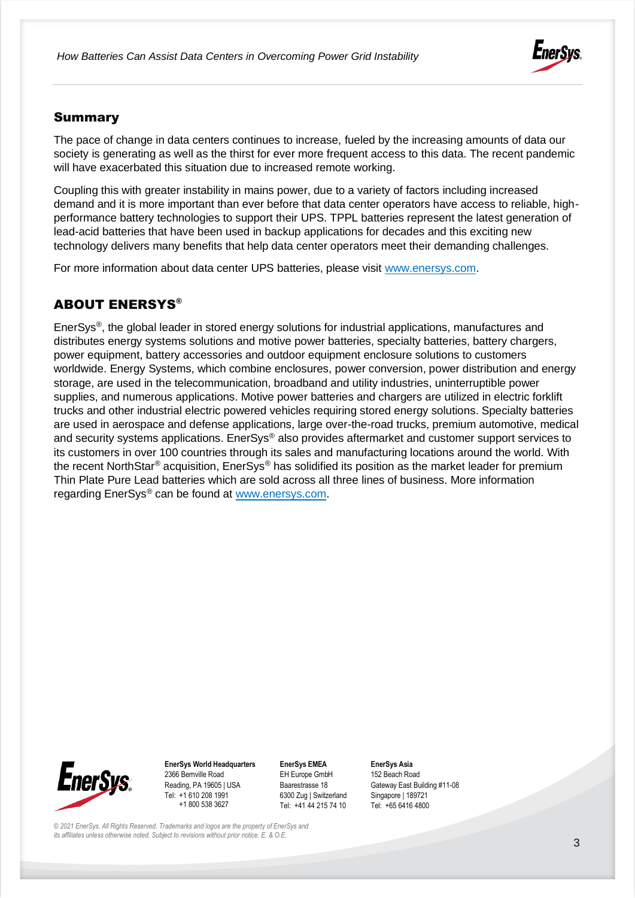## Summary

The pace of change in data centers continues to increase, fueled by the increasing amounts of data our society is generating as well as the thirst for ever more frequent access to this data. The recent pandemic will have exacerbated this situation due to increased remote working.

Coupling this with greater instability in mains power, due to a variety of factors including increased demand and it is more important than ever before that data center operators have access to reliable, high-performance battery technologies to support their UPS. TPPL batteries represent the latest generation of lead-acid batteries that have been used in backup applications for decades and this exciting new technology delivers many benefits that help data center operators meet their demanding challenges.

For more information about data center UPS batteries, please visit www.enersys.com.

## ABOUT ENERSYS®

EnerSys®, the global leader in stored energy solutions for industrial applications, manufactures and distributes energy systems solutions and motive power batteries, specialty batteries, battery chargers, power equipment, battery accessories and outdoor equipment enclosure solutions to customers worldwide. Energy Systems, which combine enclosures, power conversion, power distribution and energy storage, are used in the telecommunication, broadband and utility industries, uninterruptible power supplies, and numerous applications. Motive power batteries and chargers are utilized in electric forklift trucks and other industrial electric powered vehicles requiring stored energy solutions. Specialty batteries are used in aerospace and defense applications, large over-the-road trucks, premium automotive, medical and security systems applications. EnerSys® also provides aftermarket and customer support services to its customers in over 100 countries through its sales and manufacturing locations around the world. With the recent NorthStar® acquisition, EnerSys® has solidified its position as the market leader for premium Thin Plate Pure Lead batteries which are sold across all three lines of business. More information regarding EnerSys® can be found at www.enersys.com.

**EnerSys World Headquarters**
2366 Bernville Road
Reading, PA 19605 | USA
Tel: +1 610 208 1991
+1 800 538 3627

**EnerSys EMEA**
EH Europe GmbH
Baarestrasse 18
6300 Zug | Switzerland
Tel: +41 44 215 74 10

**EnerSys Asia**
152 Beach Road
Gateway East Building #11-08
Singapore | 189721
Tel: +65 6416 4800

*© 2021 EnerSys. All Rights Reserved. Trademarks and logos are the property of EnerSys and its affiliates unless otherwise noted. Subject to revisions without prior notice. E. & O.E.*